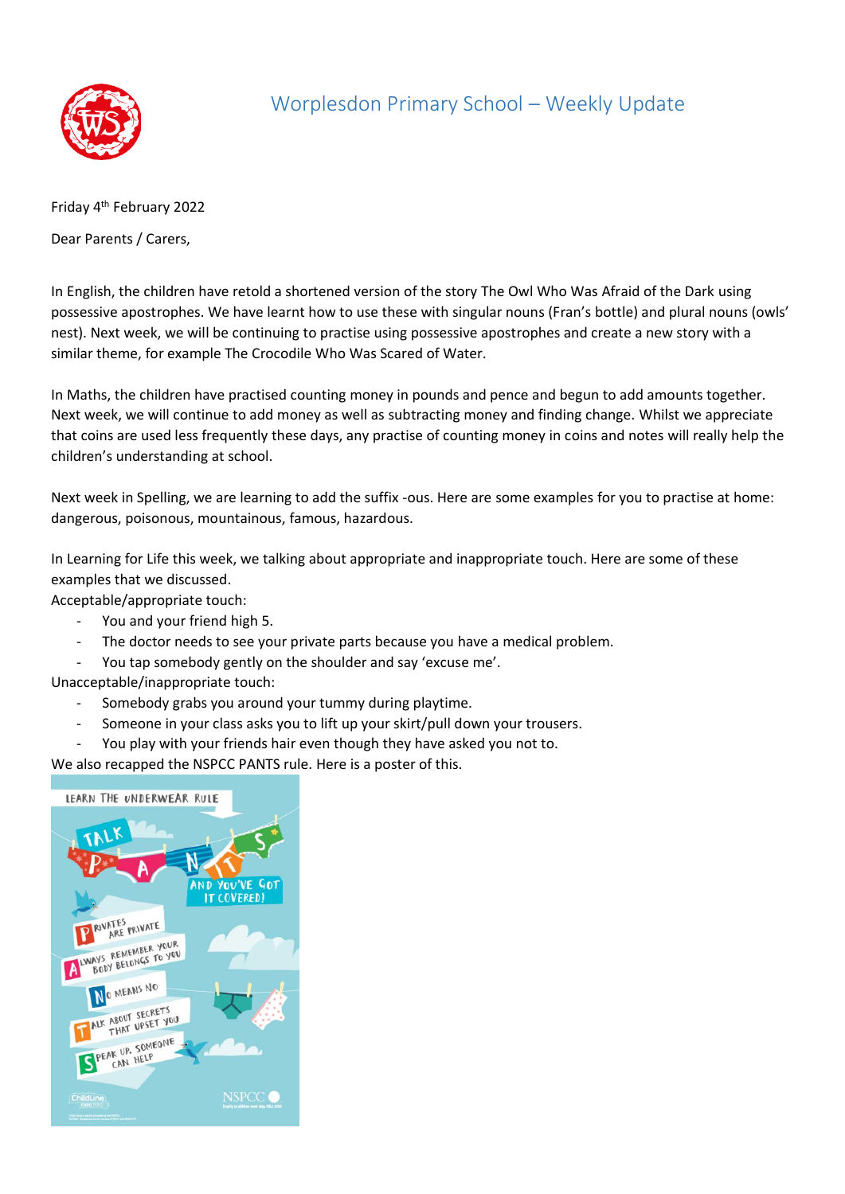# Worplesdon Primary School – Weekly Update

Friday 4th February 2022

Dear Parents / Carers,

In English, the children have retold a shortened version of the story The Owl Who Was Afraid of the Dark using possessive apostrophes. We have learnt how to use these with singular nouns (Fran's bottle) and plural nouns (owls' nest). Next week, we will be continuing to practise using possessive apostrophes and create a new story with a similar theme, for example The Crocodile Who Was Scared of Water.

In Maths, the children have practised counting money in pounds and pence and begun to add amounts together. Next week, we will continue to add money as well as subtracting money and finding change. Whilst we appreciate that coins are used less frequently these days, any practise of counting money in coins and notes will really help the children's understanding at school.

Next week in Spelling, we are learning to add the suffix -ous. Here are some examples for you to practise at home: dangerous, poisonous, mountainous, famous, hazardous.

In Learning for Life this week, we talking about appropriate and inappropriate touch. Here are some of these examples that we discussed.

Acceptable/appropriate touch:

- You and your friend high 5.
- The doctor needs to see your private parts because you have a medical problem.
- You tap somebody gently on the shoulder and say 'excuse me'.

Unacceptable/inappropriate touch:

- Somebody grabs you around your tummy during playtime.
- Someone in your class asks you to lift up your skirt/pull down your trousers.
- You play with your friends hair even though they have asked you not to.

We also recapped the NSPCC PANTS rule. Here is a poster of this.

LEARN THE UNDERWEAR RULE

TALK PANTS AND YOU'VE GOT IT COVERED!

- **P**rivates are private
- **A**lways remember your body belongs to you
- **N**o means no
- **T**alk about secrets that upset you
- **S**peak up, someone can help

ChildLine 0800 1111

NSPCC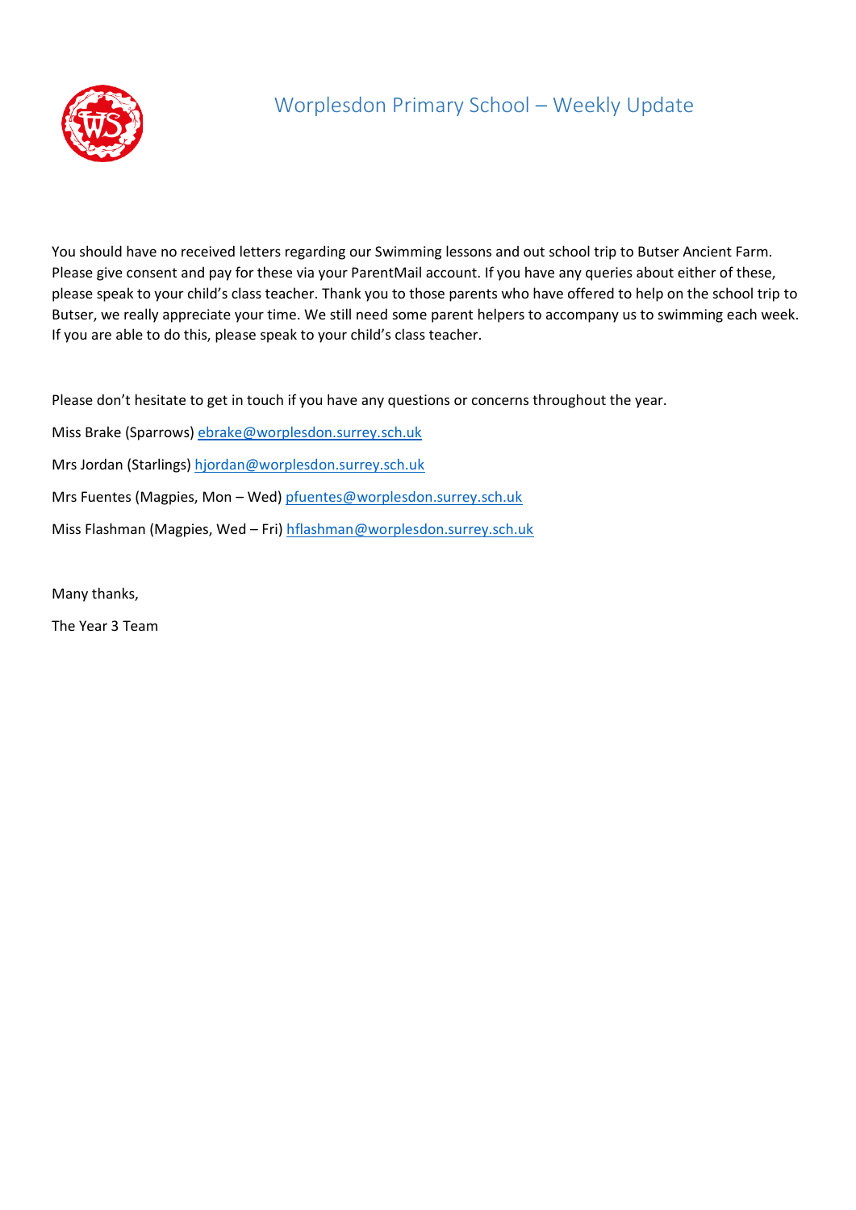# Worplesdon Primary School – Weekly Update

You should have no received letters regarding our Swimming lessons and out school trip to Butser Ancient Farm. Please give consent and pay for these via your ParentMail account. If you have any queries about either of these, please speak to your child's class teacher. Thank you to those parents who have offered to help on the school trip to Butser, we really appreciate your time. We still need some parent helpers to accompany us to swimming each week. If you are able to do this, please speak to your child's class teacher.

Please don't hesitate to get in touch if you have any questions or concerns throughout the year.

Miss Brake (Sparrows) ebrake@worplesdon.surrey.sch.uk

Mrs Jordan (Starlings) hjordan@worplesdon.surrey.sch.uk

Mrs Fuentes (Magpies, Mon – Wed) pfuentes@worplesdon.surrey.sch.uk

Miss Flashman (Magpies, Wed – Fri) hflashman@worplesdon.surrey.sch.uk

Many thanks,

The Year 3 Team